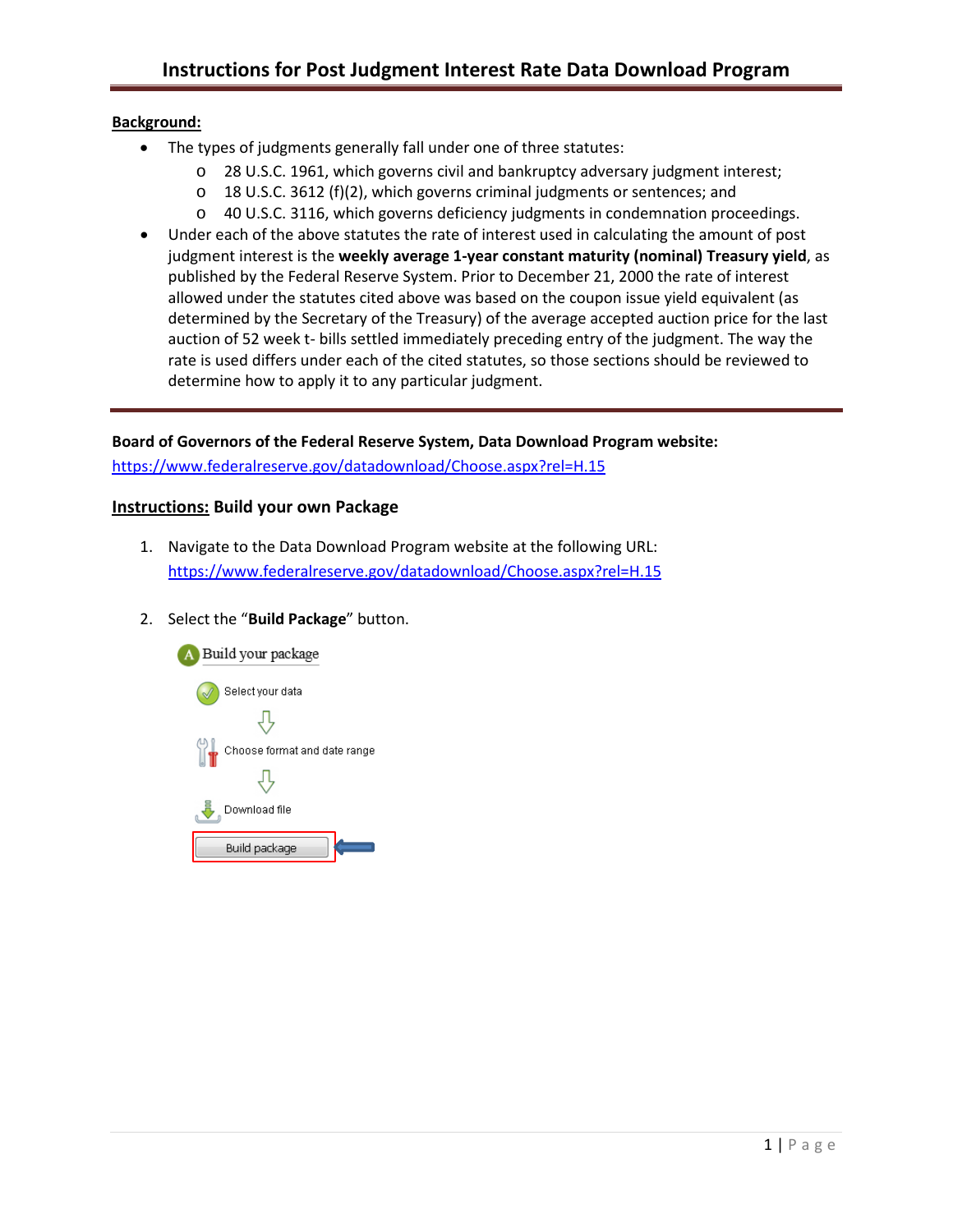# Instructions for Post Judgment Interest Rate Data Download Program

**Background:**

- The types of judgments generally fall under one of three statutes:
  - 28 U.S.C. 1961, which governs civil and bankruptcy adversary judgment interest;
  - 18 U.S.C. 3612 (f)(2), which governs criminal judgments or sentences; and
  - 40 U.S.C. 3116, which governs deficiency judgments in condemnation proceedings.
- Under each of the above statutes the rate of interest used in calculating the amount of post judgment interest is the **weekly average 1-year constant maturity (nominal) Treasury yield**, as published by the Federal Reserve System. Prior to December 21, 2000 the rate of interest allowed under the statutes cited above was based on the coupon issue yield equivalent (as determined by the Secretary of the Treasury) of the average accepted auction price for the last auction of 52 week t- bills settled immediately preceding entry of the judgment. The way the rate is used differs under each of the cited statutes, so those sections should be reviewed to determine how to apply it to any particular judgment.

---

**Board of Governors of the Federal Reserve System, Data Download Program website:**
https://www.federalreserve.gov/datadownload/Choose.aspx?rel=H.15

## Instructions: Build your own Package

1. Navigate to the Data Download Program website at the following URL:
   https://www.federalreserve.gov/datadownload/Choose.aspx?rel=H.15

2. Select the "**Build Package**" button.

   Build your package

   Select your data

   Choose format and date range

   Download file

   Build package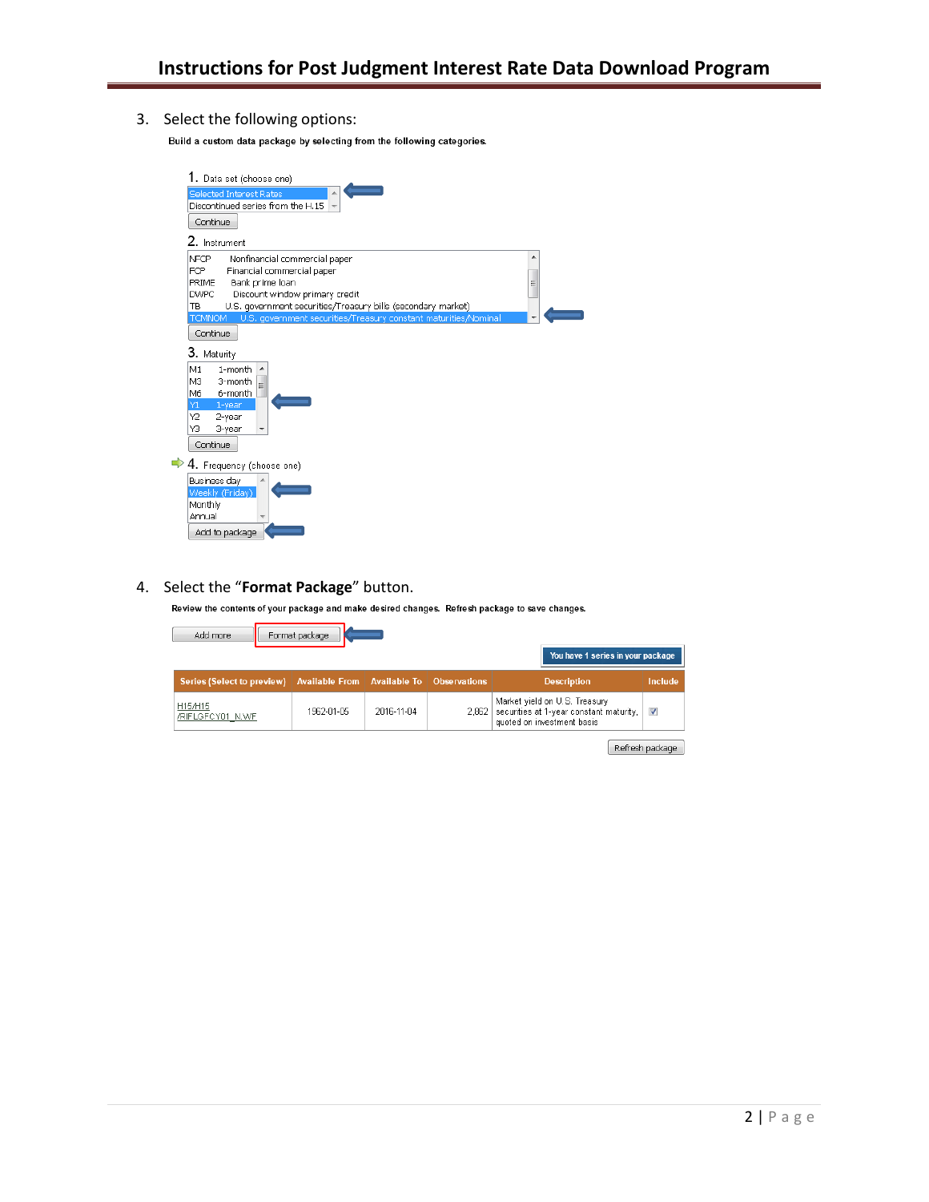3. Select the following options:

Build a custom data package by selecting from the following categories.

1. Data set (choose one)
   - Selected Interest Rates
   - Discontinued series from the H.15

   Continue

2. Instrument
   - NFCP Nonfinancial commercial paper
   - FCP Financial commercial paper
   - PRIME Bank prime loan
   - DWPC Discount window primary credit
   - TB U.S. government securities/Treasury bills (secondary market)
   - TCMNOM U.S. government securities/Treasury constant maturities/Nominal

   Continue

3. Maturity
   - M1 1-month
   - M3 3-month
   - M6 6-month
   - Y1 1-year
   - Y2 2-year
   - Y3 3-year

   Continue

4. Frequency (choose one)
   - Business day
   - Weekly (Friday)
   - Monthly
   - Annual

   Add to package

4. Select the "**Format Package**" button.

Review the contents of your package and make desired changes. Refresh package to save changes.

Add more | Format package

You have 1 series in your package

| Series (Select to preview) | Available From | Available To | Observations | Description | Include |
|---|---|---|---|---|---|
| H15/H15 /RIFLGFCY01_N.WF | 1962-01-05 | 2016-11-04 | 2,862 | Market yield on U.S. Treasury securities at 1-year constant maturity, quoted on investment basis | ☑ |

Refresh package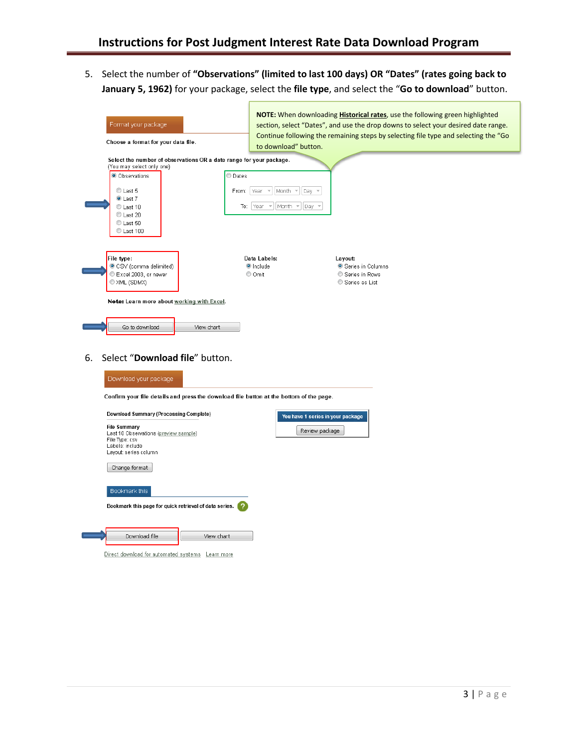5. Select the number of **"Observations" (limited to last 100 days) OR "Dates" (rates going back to January 5, 1962)** for your package, select the **file type**, and select the "**Go to download**" button.

**NOTE:** When downloading **Historical rates**, use the following green highlighted section, select "Dates", and use the drop downs to select your desired date range. Continue following the remaining steps by selecting file type and selecting the "Go to download" button.

Format your package

Choose a format for your data file.

**Select the number of observations OR a date range for your package.**
(You may select only one)

- Observations
  - Last 5
  - Last 7
  - Last 10
  - Last 20
  - Last 50
  - Last 100
- Dates
  - From: Year Month Day
  - To: Year Month Day

**File type:**
- CSV (comma delimited)
- Excel 2003, or newer
- XML (SDMX)

**Data Labels:**
- Include
- Omit

**Layout:**
- Series in Columns
- Series in Rows
- Series as List

**Note:** Learn more about working with Excel.

Go to download | View chart

6. Select "**Download file**" button.

Download your package

**Confirm your file details and press the download file button at the bottom of the page.**

**Download Summary (Processing Complete)**

**File Summary**
Last 10 Observations (preview sample)
File Type: csv
Labels: include
Layout: series column

Change format

**You have 1 series in your package**
Review package

Bookmark this

**Bookmark this page for quick retrieval of data series.**

Download file | View chart

Direct download for automated systems Learn more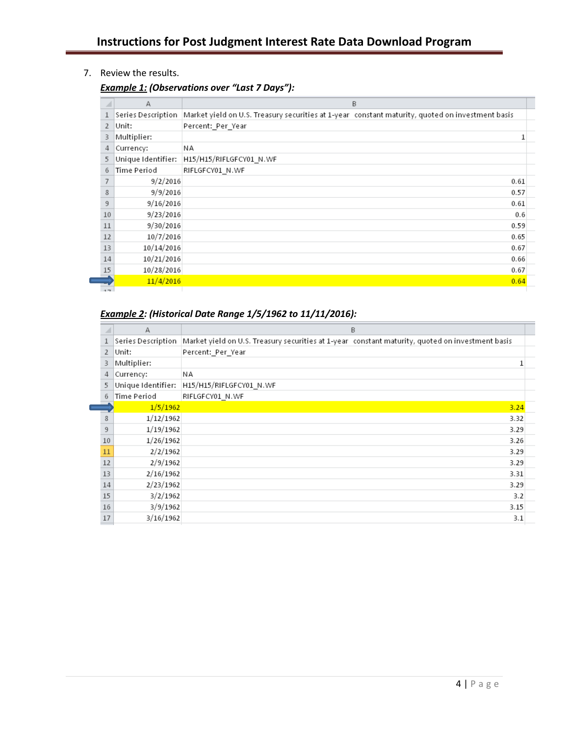7. Review the results.

***Example 1:*** ***(Observations over "Last 7 Days"):***

| | A | B |
|---|---|---|
| 1 | Series Description | Market yield on U.S. Treasury securities at 1-year constant maturity, quoted on investment basis |
| 2 | Unit: | Percent:_Per_Year |
| 3 | Multiplier: | 1 |
| 4 | Currency: | NA |
| 5 | Unique Identifier: | H15/H15/RIFLGFCY01_N.WF |
| 6 | Time Period | RIFLGFCY01_N.WF |
| 7 | 9/2/2016 | 0.61 |
| 8 | 9/9/2016 | 0.57 |
| 9 | 9/16/2016 | 0.61 |
| 10 | 9/23/2016 | 0.6 |
| 11 | 9/30/2016 | 0.59 |
| 12 | 10/7/2016 | 0.65 |
| 13 | 10/14/2016 | 0.67 |
| 14 | 10/21/2016 | 0.66 |
| 15 | 10/28/2016 | 0.67 |
| | 11/4/2016 | 0.64 |

***Example 2:*** ***(Historical Date Range 1/5/1962 to 11/11/2016):***

| | A | B |
|---|---|---|
| 1 | Series Description | Market yield on U.S. Treasury securities at 1-year constant maturity, quoted on investment basis |
| 2 | Unit: | Percent:_Per_Year |
| 3 | Multiplier: | 1 |
| 4 | Currency: | NA |
| 5 | Unique Identifier: | H15/H15/RIFLGFCY01_N.WF |
| 6 | Time Period | RIFLGFCY01_N.WF |
| | 1/5/1962 | 3.24 |
| 8 | 1/12/1962 | 3.32 |
| 9 | 1/19/1962 | 3.29 |
| 10 | 1/26/1962 | 3.26 |
| 11 | 2/2/1962 | 3.29 |
| 12 | 2/9/1962 | 3.29 |
| 13 | 2/16/1962 | 3.31 |
| 14 | 2/23/1962 | 3.29 |
| 15 | 3/2/1962 | 3.2 |
| 16 | 3/9/1962 | 3.15 |
| 17 | 3/16/1962 | 3.1 |